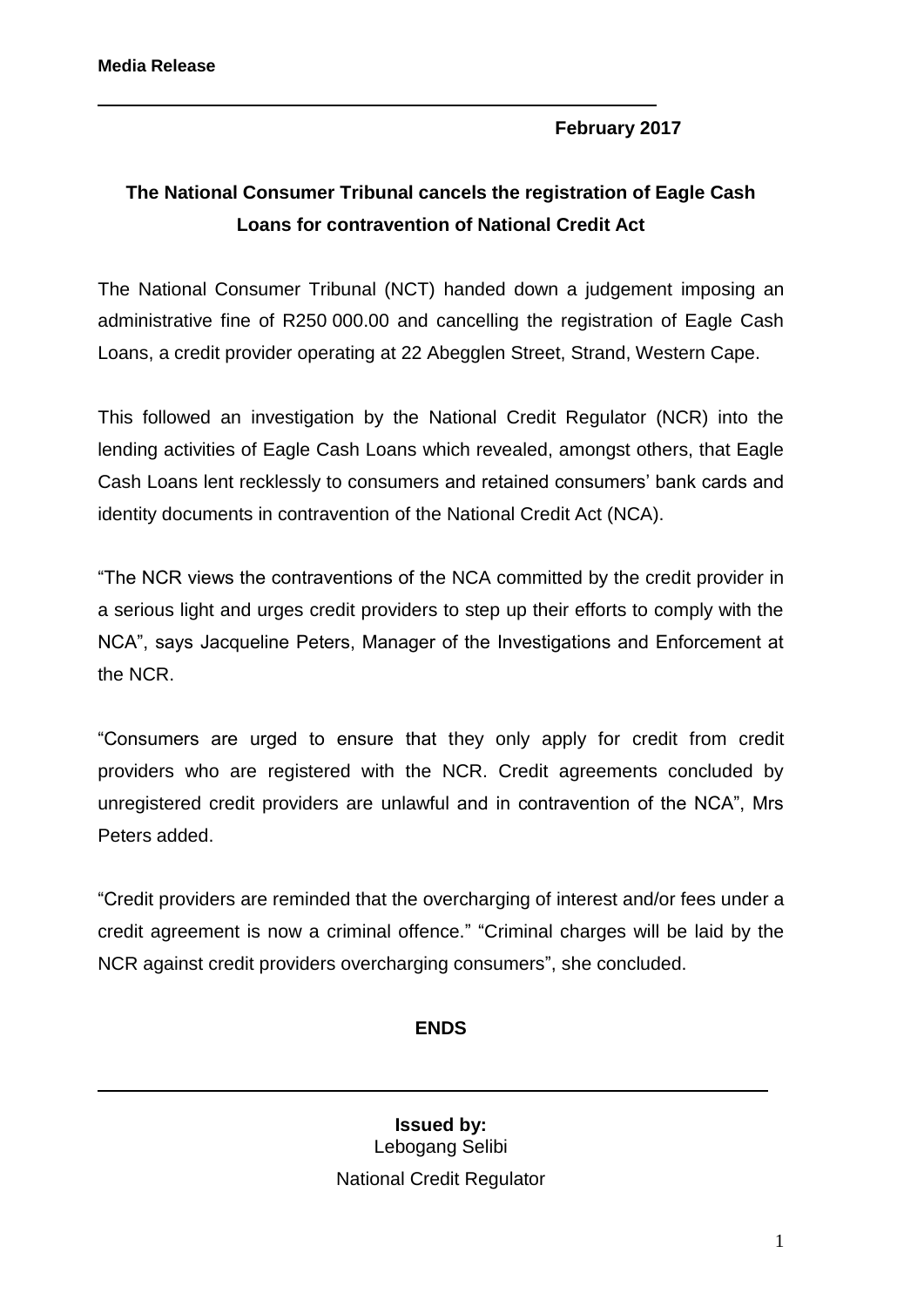**Media Release**

**February 2017**

## The National Consumer Tribunal cancels the registration of Eagle Cash Loans for contravention of National Credit Act

The National Consumer Tribunal (NCT) handed down a judgement imposing an administrative fine of R250 000.00 and cancelling the registration of Eagle Cash Loans, a credit provider operating at 22 Abegglen Street, Strand, Western Cape.

This followed an investigation by the National Credit Regulator (NCR) into the lending activities of Eagle Cash Loans which revealed, amongst others, that Eagle Cash Loans lent recklessly to consumers and retained consumers' bank cards and identity documents in contravention of the National Credit Act (NCA).

"The NCR views the contraventions of the NCA committed by the credit provider in a serious light and urges credit providers to step up their efforts to comply with the NCA", says Jacqueline Peters, Manager of the Investigations and Enforcement at the NCR.

"Consumers are urged to ensure that they only apply for credit from credit providers who are registered with the NCR. Credit agreements concluded by unregistered credit providers are unlawful and in contravention of the NCA", Mrs Peters added.

"Credit providers are reminded that the overcharging of interest and/or fees under a credit agreement is now a criminal offence." "Criminal charges will be laid by the NCR against credit providers overcharging consumers", she concluded.

**ENDS**

**Issued by:**
Lebogang Selibi
National Credit Regulator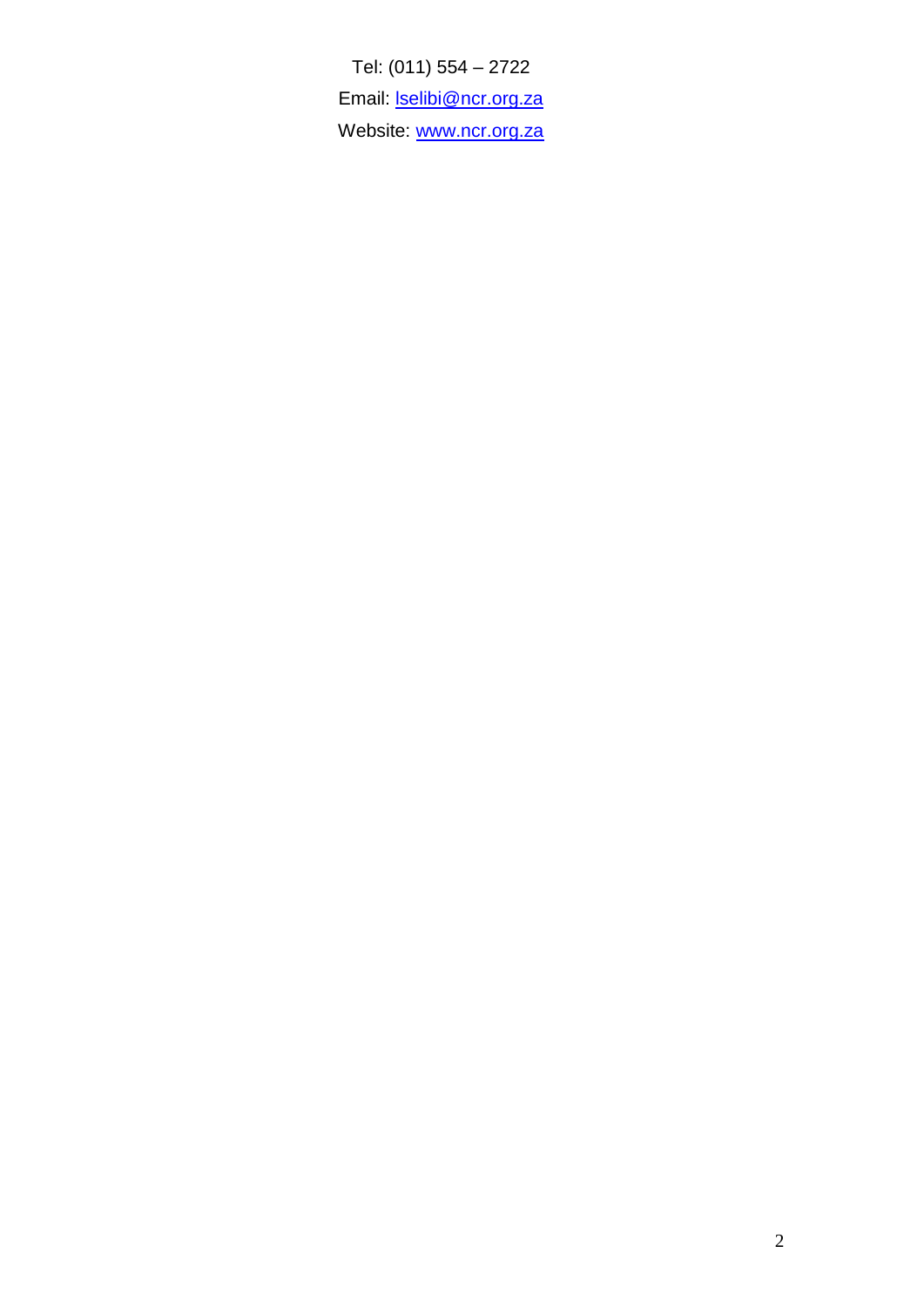Tel: (011) 554 – 2722

Email: lselibi@ncr.org.za

Website: www.ncr.org.za